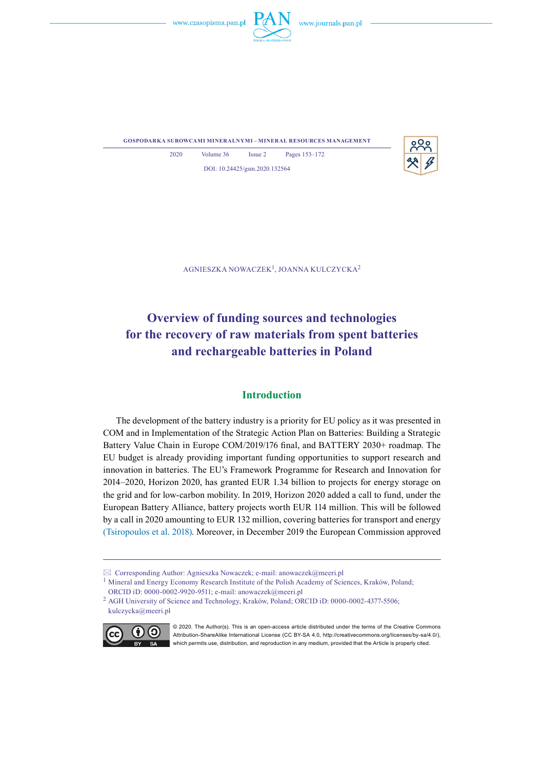Agnieszka Nowaczek[1], Joanna Kulczycka[2]

# Overview of funding sources and technologies for the recovery of raw materials from spent batteries and rechargeable batteries in Poland

## Introduction

The development of the battery industry is a priority for EU policy as it was presented in COM and in Implementation of the Strategic Action Plan on Batteries: Building a Strategic Battery Value Chain in Europe COM/2019/176 final, and BATTERY 2030+ roadmap. The EU budget is already providing important funding opportunities to support research and innovation in batteries. The EU's Framework Programme for Research and Innovation for 2014–2020, Horizon 2020, has granted EUR 1.34 billion to projects for energy storage on the grid and for low-carbon mobility. In 2019, Horizon 2020 added a call to fund, under the European Battery Alliance, battery projects worth EUR 114 million. This will be followed by a call in 2020 amounting to EUR 132 million, covering batteries for transport and energy (Tsiropoulos et al. 2018). Moreover, in December 2019 the European Commission approved

---

✉ Corresponding Author: Agnieszka Nowaczek; e-mail: anowaczek@meeri.pl

[1] Mineral and Energy Economy Research Institute of the Polish Academy of Sciences, Kraków, Poland; ORCID iD: 0000-0002-9920-9511; e-mail: anowaczek@meeri.pl

[2] AGH University of Science and Technology, Kraków, Poland; ORCID iD: 0000-0002-4377-5506; kulczycka@meeri.pl

© 2020. The Author(s). This is an open-access article distributed under the terms of the Creative Commons Attribution-ShareAlike International License (CC BY-SA 4.0, http://creativecommons.org/licenses/by-sa/4.0/), which permits use, distribution, and reproduction in any medium, provided that the Article is properly cited.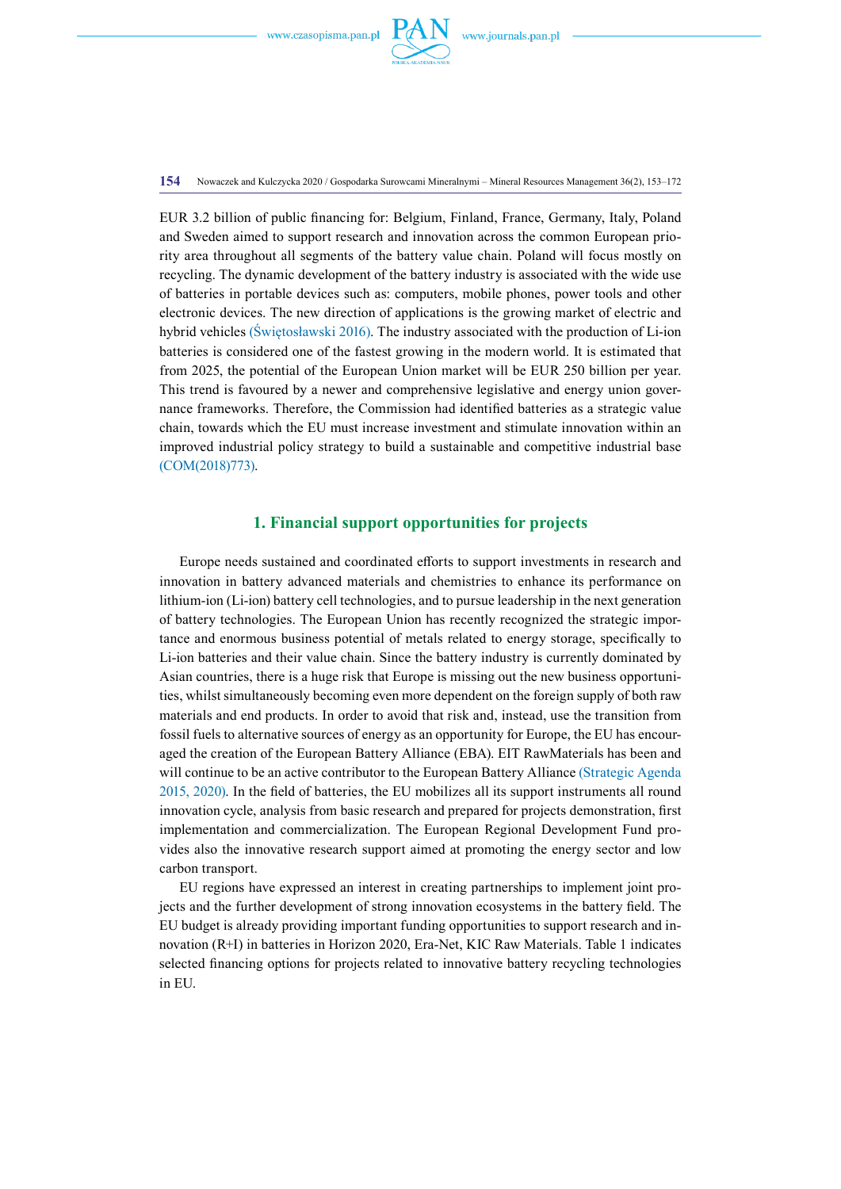EUR 3.2 billion of public financing for: Belgium, Finland, France, Germany, Italy, Poland and Sweden aimed to support research and innovation across the common European priority area throughout all segments of the battery value chain. Poland will focus mostly on recycling. The dynamic development of the battery industry is associated with the wide use of batteries in portable devices such as: computers, mobile phones, power tools and other electronic devices. The new direction of applications is the growing market of electric and hybrid vehicles (Świętosławski 2016). The industry associated with the production of Li-ion batteries is considered one of the fastest growing in the modern world. It is estimated that from 2025, the potential of the European Union market will be EUR 250 billion per year. This trend is favoured by a newer and comprehensive legislative and energy union governance frameworks. Therefore, the Commission had identified batteries as a strategic value chain, towards which the EU must increase investment and stimulate innovation within an improved industrial policy strategy to build a sustainable and competitive industrial base (COM(2018)773).

## 1. Financial support opportunities for projects

Europe needs sustained and coordinated efforts to support investments in research and innovation in battery advanced materials and chemistries to enhance its performance on lithium-ion (Li-ion) battery cell technologies, and to pursue leadership in the next generation of battery technologies. The European Union has recently recognized the strategic importance and enormous business potential of metals related to energy storage, specifically to Li-ion batteries and their value chain. Since the battery industry is currently dominated by Asian countries, there is a huge risk that Europe is missing out the new business opportunities, whilst simultaneously becoming even more dependent on the foreign supply of both raw materials and end products. In order to avoid that risk and, instead, use the transition from fossil fuels to alternative sources of energy as an opportunity for Europe, the EU has encouraged the creation of the European Battery Alliance (EBA). EIT RawMaterials has been and will continue to be an active contributor to the European Battery Alliance (Strategic Agenda 2015, 2020). In the field of batteries, the EU mobilizes all its support instruments all round innovation cycle, analysis from basic research and prepared for projects demonstration, first implementation and commercialization. The European Regional Development Fund provides also the innovative research support aimed at promoting the energy sector and low carbon transport.

EU regions have expressed an interest in creating partnerships to implement joint projects and the further development of strong innovation ecosystems in the battery field. The EU budget is already providing important funding opportunities to support research and innovation (R+I) in batteries in Horizon 2020, Era-Net, KIC Raw Materials. Table 1 indicates selected financing options for projects related to innovative battery recycling technologies in EU.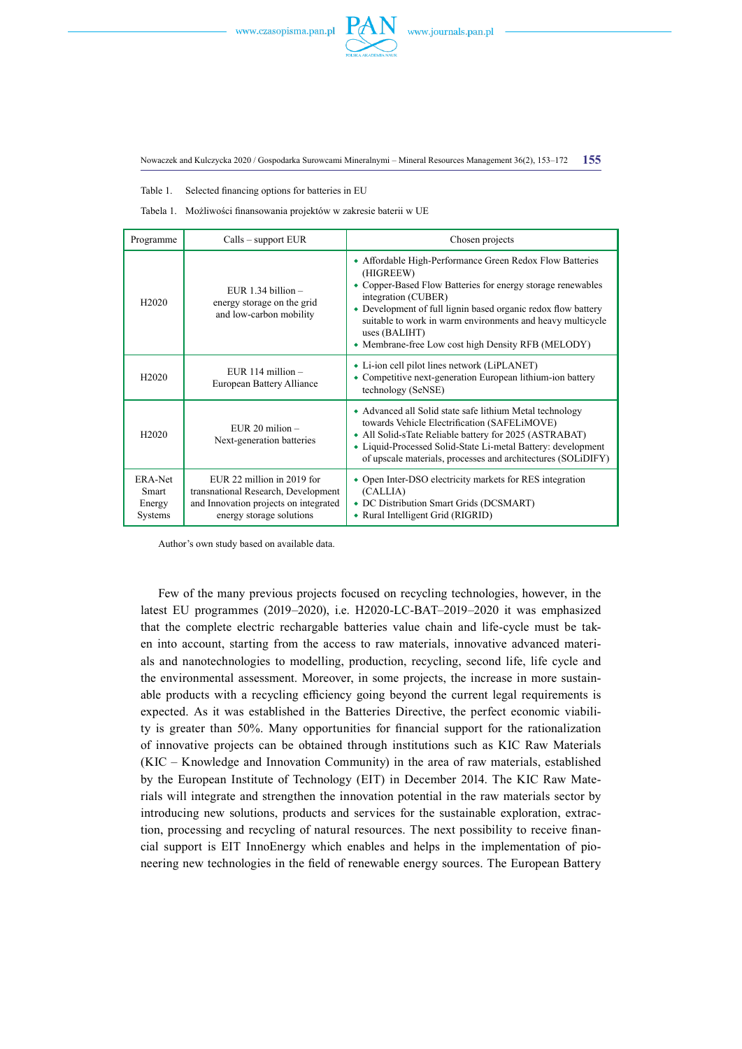Table 1. Selected financing options for batteries in EU

Tabela 1. Możliwości finansowania projektów w zakresie baterii w UE

| Programme | Calls – support EUR | Chosen projects |
|---|---|---|
| H2020 | EUR 1.34 billion – energy storage on the grid and low-carbon mobility | • Affordable High-Performance Green Redox Flow Batteries (HIGREEW)<br>• Copper-Based Flow Batteries for energy storage renewables integration (CUBER)<br>• Development of full lignin based organic redox flow battery suitable to work in warm environments and heavy multicycle uses (BALIHT)<br>• Membrane-free Low cost high Density RFB (MELODY) |
| H2020 | EUR 114 million – European Battery Alliance | • Li-ion cell pilot lines network (LiPLANET)<br>• Competitive next-generation European lithium-ion battery technology (SeNSE) |
| H2020 | EUR 20 milion – Next-generation batteries | • Advanced all Solid state safe lithium Metal technology towards Vehicle Electrification (SAFELiMOVE)<br>• All Solid-sTate Reliable battery for 2025 (ASTRABAT)<br>• Liquid-Processed Solid-State Li-metal Battery: development of upscale materials, processes and architectures (SOLiDIFY) |
| ERA-Net Smart Energy Systems | EUR 22 million in 2019 for transnational Research, Development and Innovation projects on integrated energy storage solutions | • Open Inter-DSO electricity markets for RES integration (CALLIA)<br>• DC Distribution Smart Grids (DCSMART)<br>• Rural Intelligent Grid (RIGRID) |

Author's own study based on available data.

Few of the many previous projects focused on recycling technologies, however, in the latest EU programmes (2019–2020), i.e. H2020-LC-BAT–2019–2020 it was emphasized that the complete electric rechargable batteries value chain and life-cycle must be taken into account, starting from the access to raw materials, innovative advanced materials and nanotechnologies to modelling, production, recycling, second life, life cycle and the environmental assessment. Moreover, in some projects, the increase in more sustainable products with a recycling efficiency going beyond the current legal requirements is expected. As it was established in the Batteries Directive, the perfect economic viability is greater than 50%. Many opportunities for financial support for the rationalization of innovative projects can be obtained through institutions such as KIC Raw Materials (KIC – Knowledge and Innovation Community) in the area of raw materials, established by the European Institute of Technology (EIT) in December 2014. The KIC Raw Materials will integrate and strengthen the innovation potential in the raw materials sector by introducing new solutions, products and services for the sustainable exploration, extraction, processing and recycling of natural resources. The next possibility to receive financial support is EIT InnoEnergy which enables and helps in the implementation of pioneering new technologies in the field of renewable energy sources. The European Battery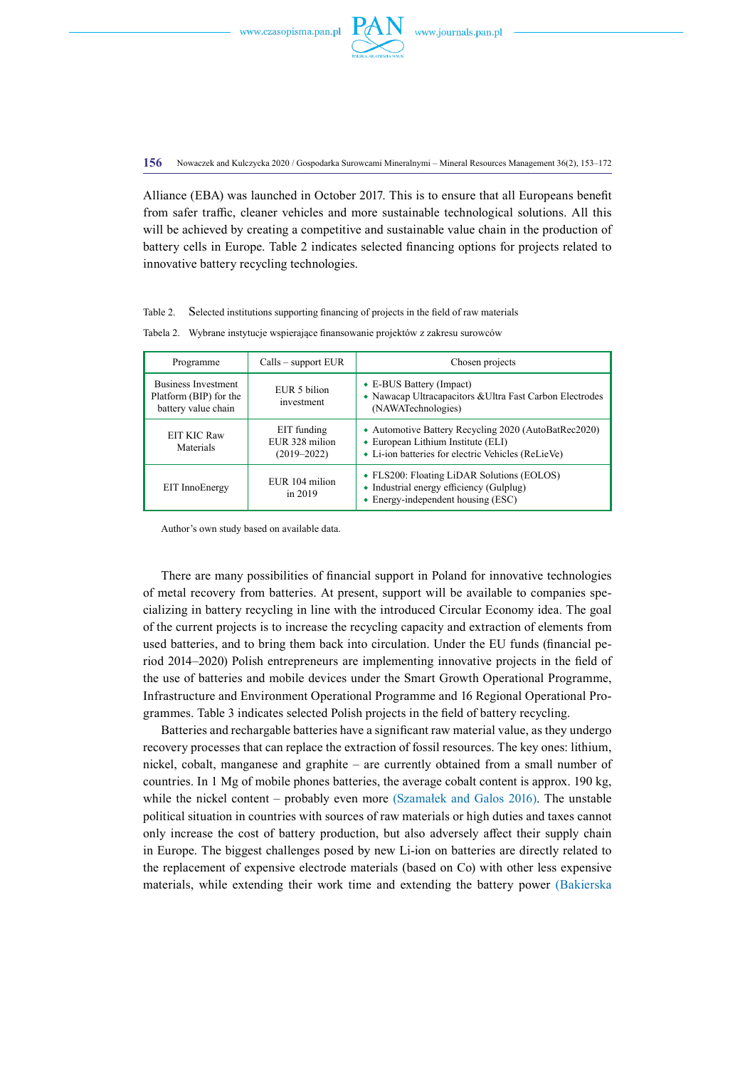Alliance (EBA) was launched in October 2017. This is to ensure that all Europeans benefit from safer traffic, cleaner vehicles and more sustainable technological solutions. All this will be achieved by creating a competitive and sustainable value chain in the production of battery cells in Europe. Table 2 indicates selected financing options for projects related to innovative battery recycling technologies.

Table 2. Selected institutions supporting financing of projects in the field of raw materials

Tabela 2. Wybrane instytucje wspierające finansowanie projektów z zakresu surowców

| Programme | Calls – support EUR | Chosen projects |
|---|---|---|
| Business Investment Platform (BIP) for the battery value chain | EUR 5 bilion investment | • E-BUS Battery (Impact)<br>• Nawacap Ultracapacitors &Ultra Fast Carbon Electrodes (NAWATechnologies) |
| EIT KIC Raw Materials | EIT funding EUR 328 milion (2019–2022) | • Automotive Battery Recycling 2020 (AutoBatRec2020)<br>• European Lithium Institute (ELI)<br>• Li-ion batteries for electric Vehicles (ReLieVe) |
| EIT InnoEnergy | EUR 104 milion in 2019 | • FLS200: Floating LiDAR Solutions (EOLOS)<br>• Industrial energy efficiency (Gulplug)<br>• Energy-independent housing (ESC) |

Author's own study based on available data.

There are many possibilities of financial support in Poland for innovative technologies of metal recovery from batteries. At present, support will be available to companies specializing in battery recycling in line with the introduced Circular Economy idea. The goal of the current projects is to increase the recycling capacity and extraction of elements from used batteries, and to bring them back into circulation. Under the EU funds (financial period 2014–2020) Polish entrepreneurs are implementing innovative projects in the field of the use of batteries and mobile devices under the Smart Growth Operational Programme, Infrastructure and Environment Operational Programme and 16 Regional Operational Programmes. Table 3 indicates selected Polish projects in the field of battery recycling.

Batteries and rechargable batteries have a significant raw material value, as they undergo recovery processes that can replace the extraction of fossil resources. The key ones: lithium, nickel, cobalt, manganese and graphite – are currently obtained from a small number of countries. In 1 Mg of mobile phones batteries, the average cobalt content is approx. 190 kg, while the nickel content – probably even more (Szamałek and Galos 2016). The unstable political situation in countries with sources of raw materials or high duties and taxes cannot only increase the cost of battery production, but also adversely affect their supply chain in Europe. The biggest challenges posed by new Li-ion on batteries are directly related to the replacement of expensive electrode materials (based on Co) with other less expensive materials, while extending their work time and extending the battery power (Bakierska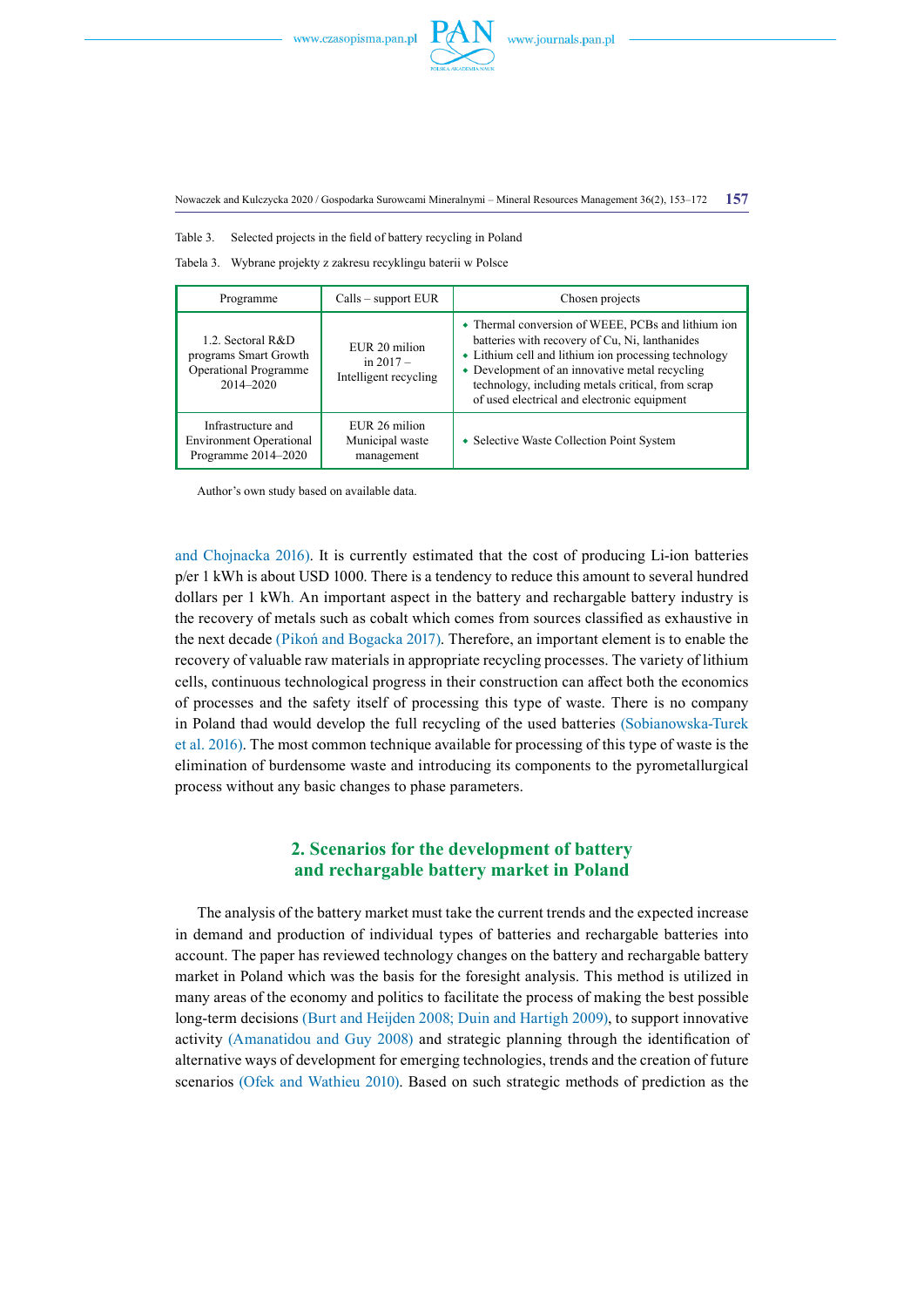Table 3. Selected projects in the field of battery recycling in Poland

Tabela 3. Wybrane projekty z zakresu recyklingu baterii w Polsce

| Programme | Calls – support EUR | Chosen projects |
|---|---|---|
| 1.2. Sectoral R&D programs Smart Growth Operational Programme 2014–2020 | EUR 20 milion in 2017 – Intelligent recycling | • Thermal conversion of WEEE, PCBs and lithium ion batteries with recovery of Cu, Ni, lanthanides<br>• Lithium cell and lithium ion processing technology<br>• Development of an innovative metal recycling technology, including metals critical, from scrap of used electrical and electronic equipment |
| Infrastructure and Environment Operational Programme 2014–2020 | EUR 26 milion Municipal waste management | • Selective Waste Collection Point System |

Author's own study based on available data.

and Chojnacka 2016). It is currently estimated that the cost of producing Li-ion batteries p/er 1 kWh is about USD 1000. There is a tendency to reduce this amount to several hundred dollars per 1 kWh. An important aspect in the battery and rechargable battery industry is the recovery of metals such as cobalt which comes from sources classified as exhaustive in the next decade (Pikoń and Bogacka 2017). Therefore, an important element is to enable the recovery of valuable raw materials in appropriate recycling processes. The variety of lithium cells, continuous technological progress in their construction can affect both the economics of processes and the safety itself of processing this type of waste. There is no company in Poland thad would develop the full recycling of the used batteries (Sobianowska-Turek et al. 2016). The most common technique available for processing of this type of waste is the elimination of burdensome waste and introducing its components to the pyrometallurgical process without any basic changes to phase parameters.

## 2. Scenarios for the development of battery and rechargable battery market in Poland

The analysis of the battery market must take the current trends and the expected increase in demand and production of individual types of batteries and rechargable batteries into account. The paper has reviewed technology changes on the battery and rechargable battery market in Poland which was the basis for the foresight analysis. This method is utilized in many areas of the economy and politics to facilitate the process of making the best possible long-term decisions (Burt and Heijden 2008; Duin and Hartigh 2009), to support innovative activity (Amanatidou and Guy 2008) and strategic planning through the identification of alternative ways of development for emerging technologies, trends and the creation of future scenarios (Ofek and Wathieu 2010). Based on such strategic methods of prediction as the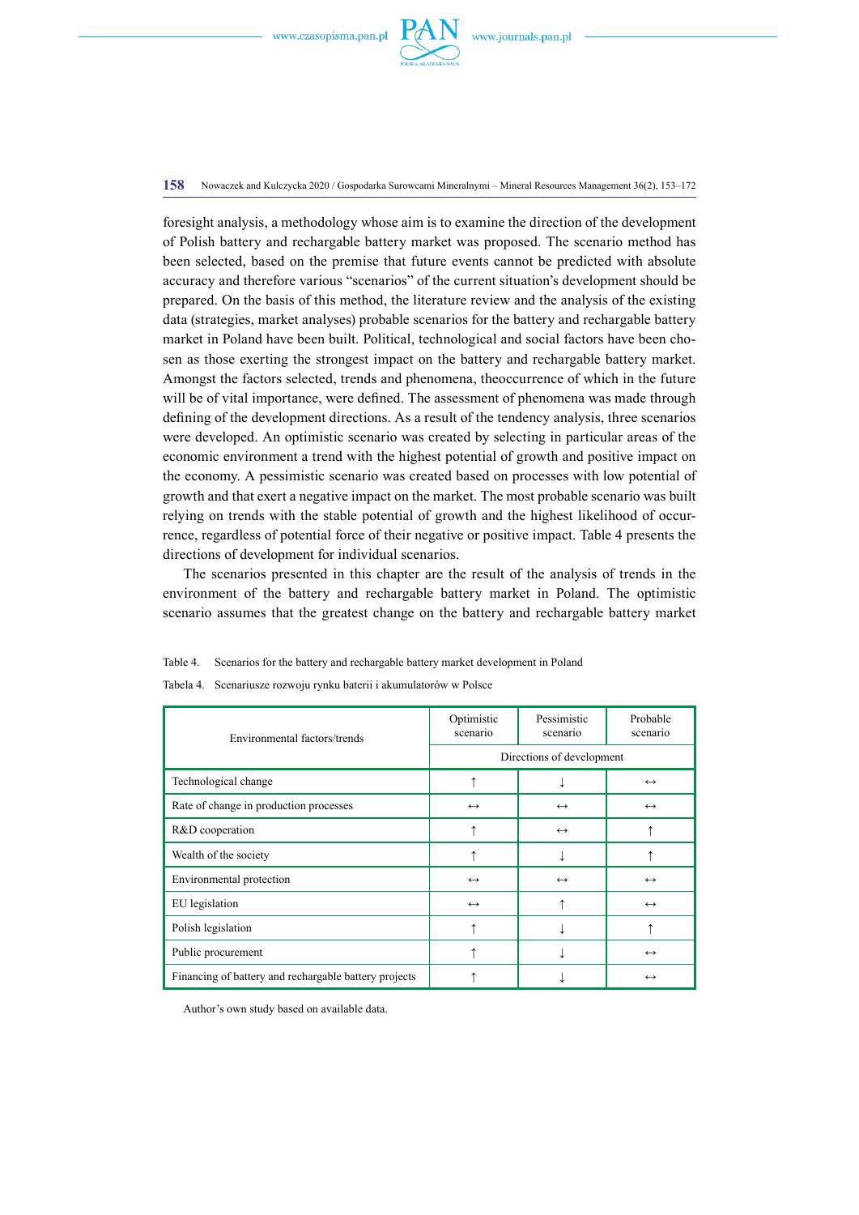foresight analysis, a methodology whose aim is to examine the direction of the development of Polish battery and rechargable battery market was proposed. The scenario method has been selected, based on the premise that future events cannot be predicted with absolute accuracy and therefore various "scenarios" of the current situation's development should be prepared. On the basis of this method, the literature review and the analysis of the existing data (strategies, market analyses) probable scenarios for the battery and rechargable battery market in Poland have been built. Political, technological and social factors have been chosen as those exerting the strongest impact on the battery and rechargable battery market. Amongst the factors selected, trends and phenomena, theoccurrence of which in the future will be of vital importance, were defined. The assessment of phenomena was made through defining of the development directions. As a result of the tendency analysis, three scenarios were developed. An optimistic scenario was created by selecting in particular areas of the economic environment a trend with the highest potential of growth and positive impact on the economy. A pessimistic scenario was created based on processes with low potential of growth and that exert a negative impact on the market. The most probable scenario was built relying on trends with the stable potential of growth and the highest likelihood of occurrence, regardless of potential force of their negative or positive impact. Table 4 presents the directions of development for individual scenarios.

The scenarios presented in this chapter are the result of the analysis of trends in the environment of the battery and rechargable battery market in Poland. The optimistic scenario assumes that the greatest change on the battery and rechargable battery market

Table 4. Scenarios for the battery and rechargable battery market development in Poland

Tabela 4. Scenariusze rozwoju rynku baterii i akumulatorów w Polsce

| Environmental factors/trends | Optimistic scenario | Pessimistic scenario | Probable scenario |
|---|---|---|---|
| | Directions of development | | |
| Technological change | ↑ | ↓ | ↔ |
| Rate of change in production processes | ↔ | ↔ | ↔ |
| R&D cooperation | ↑ | ↔ | ↑ |
| Wealth of the society | ↑ | ↓ | ↑ |
| Environmental protection | ↔ | ↔ | ↔ |
| EU legislation | ↔ | ↑ | ↔ |
| Polish legislation | ↑ | ↓ | ↑ |
| Public procurement | ↑ | ↓ | ↔ |
| Financing of battery and rechargable battery projects | ↑ | ↓ | ↔ |

Author's own study based on available data.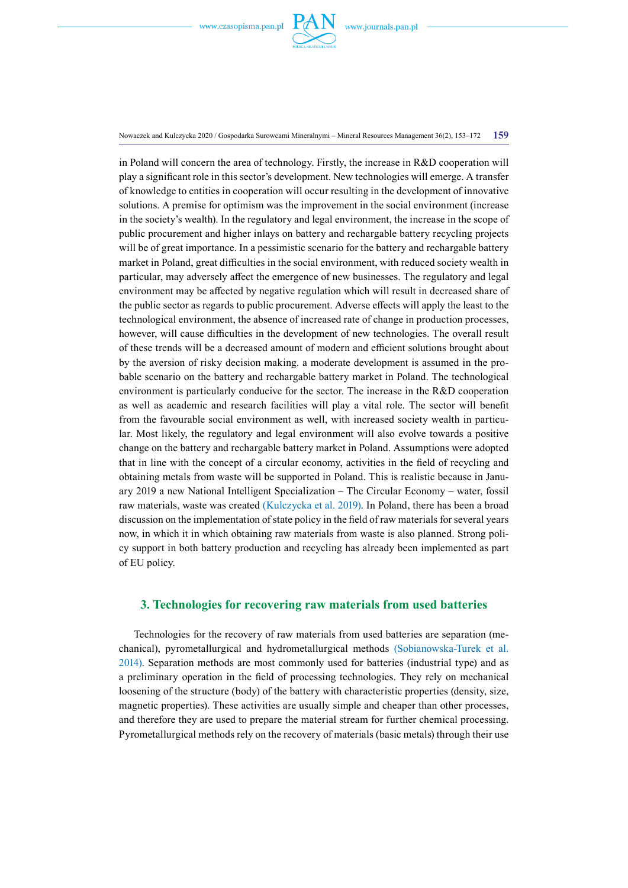in Poland will concern the area of technology. Firstly, the increase in R&D cooperation will play a significant role in this sector's development. New technologies will emerge. A transfer of knowledge to entities in cooperation will occur resulting in the development of innovative solutions. A premise for optimism was the improvement in the social environment (increase in the society's wealth). In the regulatory and legal environment, the increase in the scope of public procurement and higher inlays on battery and rechargable battery recycling projects will be of great importance. In a pessimistic scenario for the battery and rechargable battery market in Poland, great difficulties in the social environment, with reduced society wealth in particular, may adversely affect the emergence of new businesses. The regulatory and legal environment may be affected by negative regulation which will result in decreased share of the public sector as regards to public procurement. Adverse effects will apply the least to the technological environment, the absence of increased rate of change in production processes, however, will cause difficulties in the development of new technologies. The overall result of these trends will be a decreased amount of modern and efficient solutions brought about by the aversion of risky decision making. a moderate development is assumed in the probable scenario on the battery and rechargable battery market in Poland. The technological environment is particularly conducive for the sector. The increase in the R&D cooperation as well as academic and research facilities will play a vital role. The sector will benefit from the favourable social environment as well, with increased society wealth in particular. Most likely, the regulatory and legal environment will also evolve towards a positive change on the battery and rechargable battery market in Poland. Assumptions were adopted that in line with the concept of a circular economy, activities in the field of recycling and obtaining metals from waste will be supported in Poland. This is realistic because in January 2019 a new National Intelligent Specialization – The Circular Economy – water, fossil raw materials, waste was created (Kulczycka et al. 2019). In Poland, there has been a broad discussion on the implementation of state policy in the field of raw materials for several years now, in which it in which obtaining raw materials from waste is also planned. Strong policy support in both battery production and recycling has already been implemented as part of EU policy.

## 3. Technologies for recovering raw materials from used batteries

Technologies for the recovery of raw materials from used batteries are separation (mechanical), pyrometallurgical and hydrometallurgical methods (Sobianowska-Turek et al. 2014). Separation methods are most commonly used for batteries (industrial type) and as a preliminary operation in the field of processing technologies. They rely on mechanical loosening of the structure (body) of the battery with characteristic properties (density, size, magnetic properties). These activities are usually simple and cheaper than other processes, and therefore they are used to prepare the material stream for further chemical processing. Pyrometallurgical methods rely on the recovery of materials (basic metals) through their use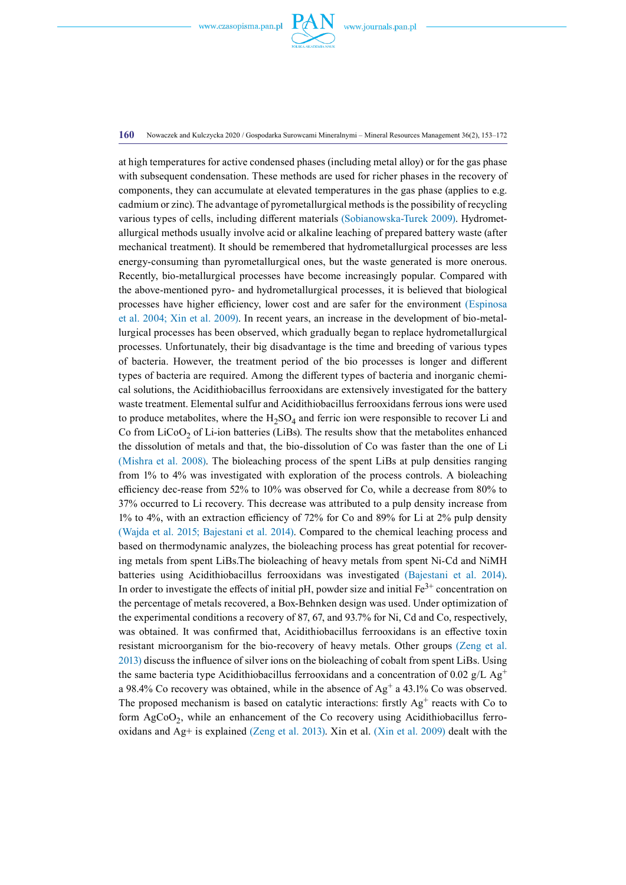at high temperatures for active condensed phases (including metal alloy) or for the gas phase with subsequent condensation. These methods are used for richer phases in the recovery of components, they can accumulate at elevated temperatures in the gas phase (applies to e.g. cadmium or zinc). The advantage of pyrometallurgical methods is the possibility of recycling various types of cells, including different materials (Sobianowska-Turek 2009). Hydrometallurgical methods usually involve acid or alkaline leaching of prepared battery waste (after mechanical treatment). It should be remembered that hydrometallurgical processes are less energy-consuming than pyrometallurgical ones, but the waste generated is more onerous. Recently, bio-metallurgical processes have become increasingly popular. Compared with the above-mentioned pyro- and hydrometallurgical processes, it is believed that biological processes have higher efficiency, lower cost and are safer for the environment (Espinosa et al. 2004; Xin et al. 2009). In recent years, an increase in the development of bio-metallurgical processes has been observed, which gradually began to replace hydrometallurgical processes. Unfortunately, their big disadvantage is the time and breeding of various types of bacteria. However, the treatment period of the bio processes is longer and different types of bacteria are required. Among the different types of bacteria and inorganic chemical solutions, the Acidithiobacillus ferrooxidans are extensively investigated for the battery waste treatment. Elemental sulfur and Acidithiobacillus ferrooxidans ferrous ions were used to produce metabolites, where the $H_2SO_4$ and ferric ion were responsible to recover Li and Co from $LiCoO_2$ of Li-ion batteries (LiBs). The results show that the metabolites enhanced the dissolution of metals and that, the bio-dissolution of Co was faster than the one of Li (Mishra et al. 2008). The bioleaching process of the spent LiBs at pulp densities ranging from 1% to 4% was investigated with exploration of the process controls. A bioleaching efficiency dec-rease from 52% to 10% was observed for Co, while a decrease from 80% to 37% occurred to Li recovery. This decrease was attributed to a pulp density increase from 1% to 4%, with an extraction efficiency of 72% for Co and 89% for Li at 2% pulp density (Wajda et al. 2015; Bajestani et al. 2014). Compared to the chemical leaching process and based on thermodynamic analyzes, the bioleaching process has great potential for recovering metals from spent LiBs.The bioleaching of heavy metals from spent Ni-Cd and NiMH batteries using Acidithiobacillus ferrooxidans was investigated (Bajestani et al. 2014). In order to investigate the effects of initial pH, powder size and initial $Fe^{3+}$ concentration on the percentage of metals recovered, a Box-Behnken design was used. Under optimization of the experimental conditions a recovery of 87, 67, and 93.7% for Ni, Cd and Co, respectively, was obtained. It was confirmed that, Acidithiobacillus ferrooxidans is an effective toxin resistant microorganism for the bio-recovery of heavy metals. Other groups (Zeng et al. 2013) discuss the influence of silver ions on the bioleaching of cobalt from spent LiBs. Using the same bacteria type Acidithiobacillus ferrooxidans and a concentration of 0.02 g/L $Ag^+$ a 98.4% Co recovery was obtained, while in the absence of $Ag^+$ a 43.1% Co was observed. The proposed mechanism is based on catalytic interactions: firstly $Ag^+$ reacts with Co to form $AgCoO_2$, while an enhancement of the Co recovery using Acidithiobacillus ferrooxidans and Ag+ is explained (Zeng et al. 2013). Xin et al. (Xin et al. 2009) dealt with the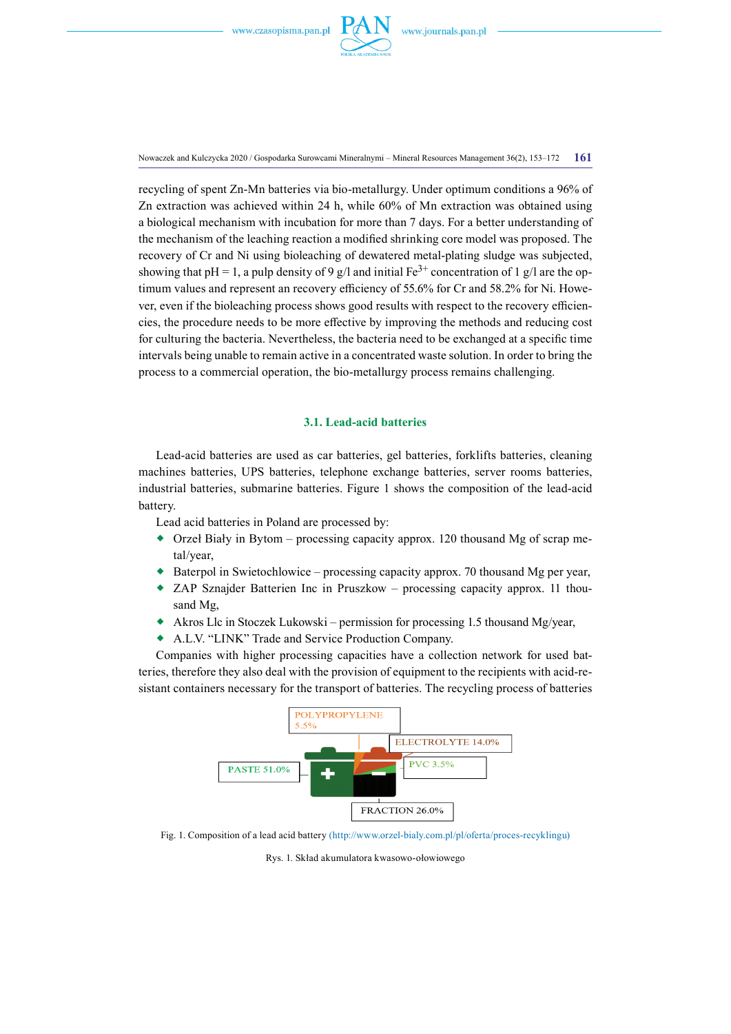recycling of spent Zn-Mn batteries via bio-metallurgy. Under optimum conditions a 96% of Zn extraction was achieved within 24 h, while 60% of Mn extraction was obtained using a biological mechanism with incubation for more than 7 days. For a better understanding of the mechanism of the leaching reaction a modified shrinking core model was proposed. The recovery of Cr and Ni using bioleaching of dewatered metal-plating sludge was subjected, showing that pH = 1, a pulp density of 9 g/l and initial $Fe^{3+}$ concentration of 1 g/l are the optimum values and represent an recovery efficiency of 55.6% for Cr and 58.2% for Ni. However, even if the bioleaching process shows good results with respect to the recovery efficiencies, the procedure needs to be more effective by improving the methods and reducing cost for culturing the bacteria. Nevertheless, the bacteria need to be exchanged at a specific time intervals being unable to remain active in a concentrated waste solution. In order to bring the process to a commercial operation, the bio-metallurgy process remains challenging.

### 3.1. Lead-acid batteries

Lead-acid batteries are used as car batteries, gel batteries, forklifts batteries, cleaning machines batteries, UPS batteries, telephone exchange batteries, server rooms batteries, industrial batteries, submarine batteries. Figure 1 shows the composition of the lead-acid battery.

Lead acid batteries in Poland are processed by:

- Orzeł Biały in Bytom – processing capacity approx. 120 thousand Mg of scrap metal/year,
- Baterpol in Swietochlowice – processing capacity approx. 70 thousand Mg per year,
- ZAP Sznajder Batterien Inc in Pruszkow – processing capacity approx. 11 thousand Mg,
- Akros Llc in Stoczek Lukowski – permission for processing 1.5 thousand Mg/year,
- A.L.V. "LINK" Trade and Service Production Company.

Companies with higher processing capacities have a collection network for used batteries, therefore they also deal with the provision of equipment to the recipients with acid-resistant containers necessary for the transport of batteries. The recycling process of batteries

POLYPROPYLENE 5.5%

ELECTROLYTE 14.0%

PASTE 51.0%

PVC 3.5%

FRACTION 26.0%

Fig. 1. Composition of a lead acid battery (http://www.orzel-bialy.com.pl/pl/oferta/proces-recyklingu)

Rys. 1. Skład akumulatora kwasowo-ołowiowego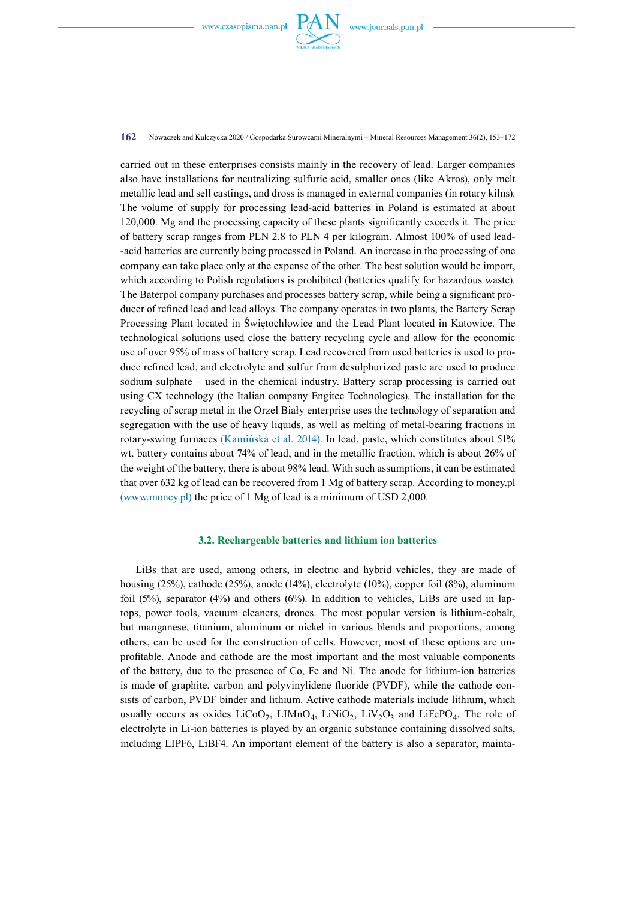carried out in these enterprises consists mainly in the recovery of lead. Larger companies also have installations for neutralizing sulfuric acid, smaller ones (like Akros), only melt metallic lead and sell castings, and dross is managed in external companies (in rotary kilns). The volume of supply for processing lead-acid batteries in Poland is estimated at about 120,000. Mg and the processing capacity of these plants significantly exceeds it. The price of battery scrap ranges from PLN 2.8 to PLN 4 per kilogram. Almost 100% of used lead-acid batteries are currently being processed in Poland. An increase in the processing of one company can take place only at the expense of the other. The best solution would be import, which according to Polish regulations is prohibited (batteries qualify for hazardous waste). The Baterpol company purchases and processes battery scrap, while being a significant producer of refined lead and lead alloys. The company operates in two plants, the Battery Scrap Processing Plant located in Świętochłowice and the Lead Plant located in Katowice. The technological solutions used close the battery recycling cycle and allow for the economic use of over 95% of mass of battery scrap. Lead recovered from used batteries is used to produce refined lead, and electrolyte and sulfur from desulphurized paste are used to produce sodium sulphate – used in the chemical industry. Battery scrap processing is carried out using CX technology (the Italian company Engitec Technologies). The installation for the recycling of scrap metal in the Orzeł Biały enterprise uses the technology of separation and segregation with the use of heavy liquids, as well as melting of metal-bearing fractions in rotary-swing furnaces (Kamińska et al. 2014). In lead, paste, which constitutes about 51% wt. battery contains about 74% of lead, and in the metallic fraction, which is about 26% of the weight of the battery, there is about 98% lead. With such assumptions, it can be estimated that over 632 kg of lead can be recovered from 1 Mg of battery scrap. According to money.pl (www.money.pl) the price of 1 Mg of lead is a minimum of USD 2,000.

### 3.2. Rechargeable batteries and lithium ion batteries

LiBs that are used, among others, in electric and hybrid vehicles, they are made of housing (25%), cathode (25%), anode (14%), electrolyte (10%), copper foil (8%), aluminum foil (5%), separator (4%) and others (6%). In addition to vehicles, LiBs are used in laptops, power tools, vacuum cleaners, drones. The most popular version is lithium-cobalt, but manganese, titanium, aluminum or nickel in various blends and proportions, among others, can be used for the construction of cells. However, most of these options are unprofitable. Anode and cathode are the most important and the most valuable components of the battery, due to the presence of Co, Fe and Ni. The anode for lithium-ion batteries is made of graphite, carbon and polyvinylidene fluoride (PVDF), while the cathode consists of carbon, PVDF binder and lithium. Active cathode materials include lithium, which usually occurs as oxides $LiCoO_2$, $LIMnO_4$, $LiNiO_2$, $LiV_2O_3$ and $LiFePO_4$. The role of electrolyte in Li-ion batteries is played by an organic substance containing dissolved salts, including LIPF6, LiBF4. An important element of the battery is also a separator, mainta-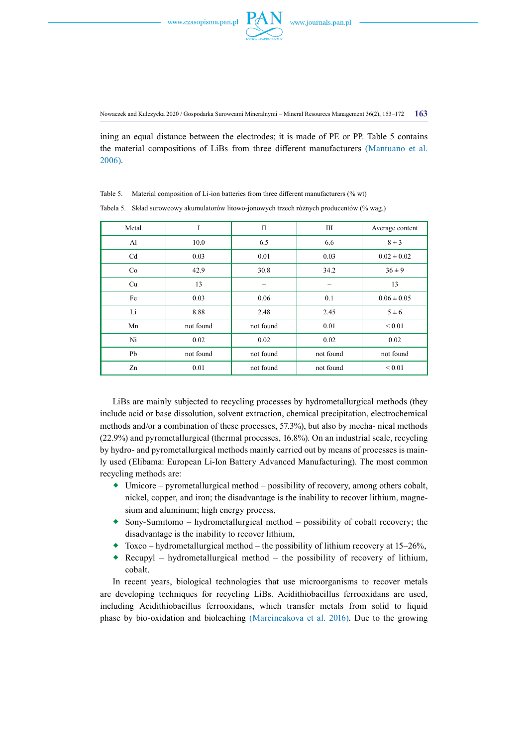ining an equal distance between the electrodes; it is made of PE or PP. Table 5 contains the material compositions of LiBs from three different manufacturers (Mantuano et al. 2006).

Table 5. Material composition of Li-ion batteries from three different manufacturers (% wt)

Tabela 5. Skład surowcowy akumulatorów litowo-jonowych trzech różnych producentów (% wag.)

| Metal | I | II | III | Average content |
|---|---|---|---|---|
| Al | 10.0 | 6.5 | 6.6 | 8 ± 3 |
| Cd | 0.03 | 0.01 | 0.03 | 0.02 ± 0.02 |
| Co | 42.9 | 30.8 | 34.2 | 36 ± 9 |
| Cu | 13 | – | – | 13 |
| Fe | 0.03 | 0.06 | 0.1 | 0.06 ± 0.05 |
| Li | 8.88 | 2.48 | 2.45 | 5 ± 6 |
| Mn | not found | not found | 0.01 | < 0.01 |
| Ni | 0.02 | 0.02 | 0.02 | 0.02 |
| Pb | not found | not found | not found | not found |
| Zn | 0.01 | not found | not found | < 0.01 |

LiBs are mainly subjected to recycling processes by hydrometallurgical methods (they include acid or base dissolution, solvent extraction, chemical precipitation, electrochemical methods and/or a combination of these processes, 57.3%), but also by mecha- nical methods (22.9%) and pyrometallurgical (thermal processes, 16.8%). On an industrial scale, recycling by hydro- and pyrometallurgical methods mainly carried out by means of processes is mainly used (Elibama: European Li-Ion Battery Advanced Manufacturing). The most common recycling methods are:

- Umicore – pyrometallurgical method – possibility of recovery, among others cobalt, nickel, copper, and iron; the disadvantage is the inability to recover lithium, magnesium and aluminum; high energy process,
- Sony-Sumitomo – hydrometallurgical method – possibility of cobalt recovery; the disadvantage is the inability to recover lithium,
- Toxco – hydrometallurgical method – the possibility of lithium recovery at 15–26%,
- Recupyl – hydrometallurgical method – the possibility of recovery of lithium, cobalt.

In recent years, biological technologies that use microorganisms to recover metals are developing techniques for recycling LiBs. Acidithiobacillus ferrooxidans are used, including Acidithiobacillus ferrooxidans, which transfer metals from solid to liquid phase by bio-oxidation and bioleaching (Marcincakova et al. 2016). Due to the growing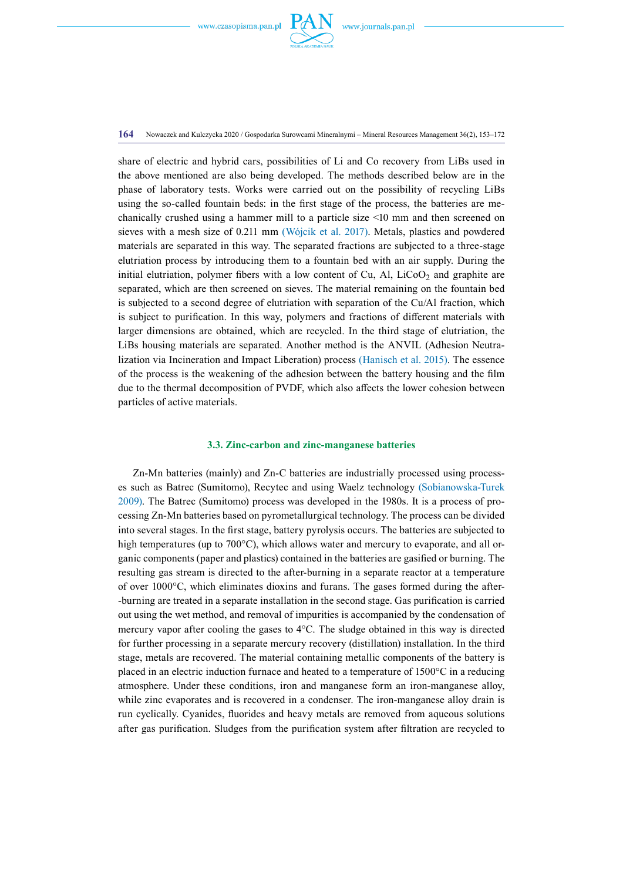share of electric and hybrid cars, possibilities of Li and Co recovery from LiBs used in the above mentioned are also being developed. The methods described below are in the phase of laboratory tests. Works were carried out on the possibility of recycling LiBs using the so-called fountain beds: in the first stage of the process, the batteries are mechanically crushed using a hammer mill to a particle size <10 mm and then screened on sieves with a mesh size of 0.211 mm (Wójcik et al. 2017). Metals, plastics and powdered materials are separated in this way. The separated fractions are subjected to a three-stage elutriation process by introducing them to a fountain bed with an air supply. During the initial elutriation, polymer fibers with a low content of Cu, Al, $LiCoO_2$ and graphite are separated, which are then screened on sieves. The material remaining on the fountain bed is subjected to a second degree of elutriation with separation of the Cu/Al fraction, which is subject to purification. In this way, polymers and fractions of different materials with larger dimensions are obtained, which are recycled. In the third stage of elutriation, the LiBs housing materials are separated. Another method is the ANVIL (Adhesion Neutralization via Incineration and Impact Liberation) process (Hanisch et al. 2015). The essence of the process is the weakening of the adhesion between the battery housing and the film due to the thermal decomposition of PVDF, which also affects the lower cohesion between particles of active materials.

### 3.3. Zinc-carbon and zinc-manganese batteries

Zn-Mn batteries (mainly) and Zn-C batteries are industrially processed using processes such as Batrec (Sumitomo), Recytec and using Waelz technology (Sobianowska-Turek 2009). The Batrec (Sumitomo) process was developed in the 1980s. It is a process of processing Zn-Mn batteries based on pyrometallurgical technology. The process can be divided into several stages. In the first stage, battery pyrolysis occurs. The batteries are subjected to high temperatures (up to 700°C), which allows water and mercury to evaporate, and all organic components (paper and plastics) contained in the batteries are gasified or burning. The resulting gas stream is directed to the after-burning in a separate reactor at a temperature of over 1000°C, which eliminates dioxins and furans. The gases formed during the after-burning are treated in a separate installation in the second stage. Gas purification is carried out using the wet method, and removal of impurities is accompanied by the condensation of mercury vapor after cooling the gases to 4°C. The sludge obtained in this way is directed for further processing in a separate mercury recovery (distillation) installation. In the third stage, metals are recovered. The material containing metallic components of the battery is placed in an electric induction furnace and heated to a temperature of 1500°C in a reducing atmosphere. Under these conditions, iron and manganese form an iron-manganese alloy, while zinc evaporates and is recovered in a condenser. The iron-manganese alloy drain is run cyclically. Cyanides, fluorides and heavy metals are removed from aqueous solutions after gas purification. Sludges from the purification system after filtration are recycled to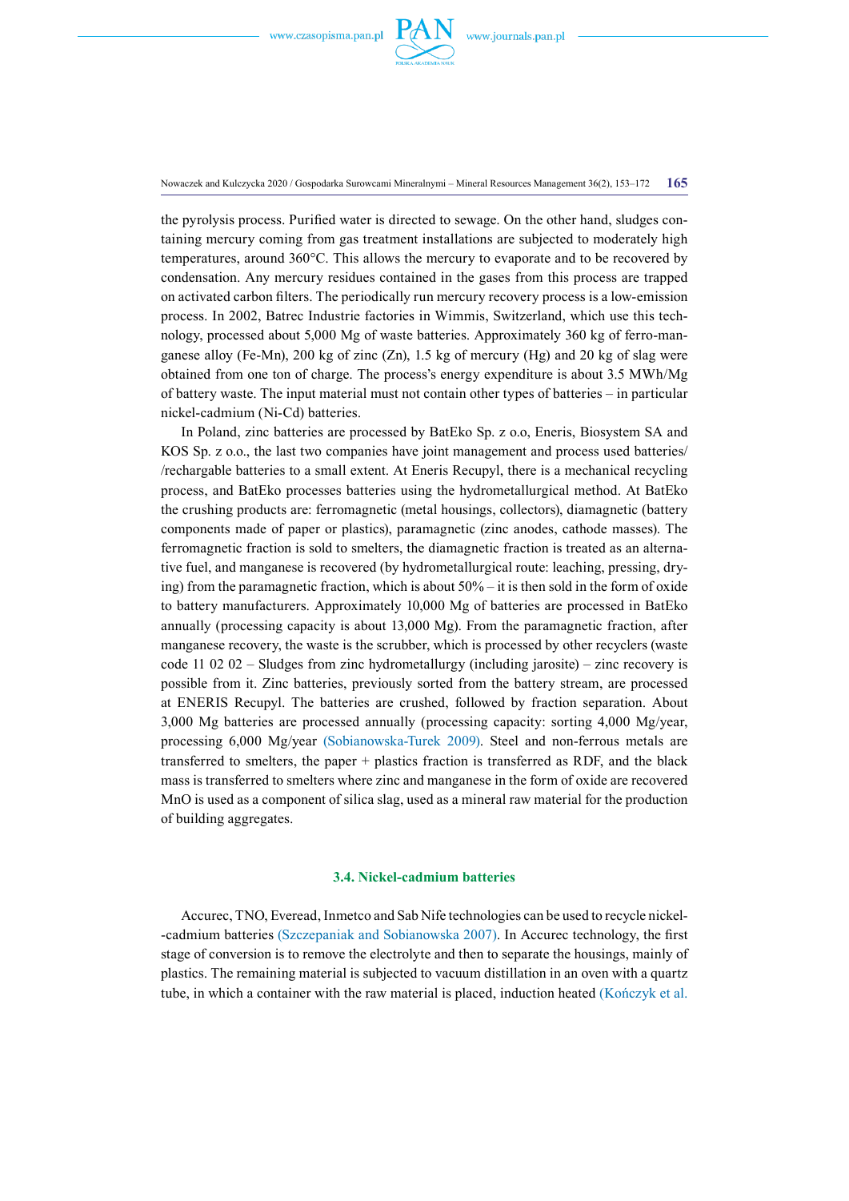the pyrolysis process. Purified water is directed to sewage. On the other hand, sludges containing mercury coming from gas treatment installations are subjected to moderately high temperatures, around 360°C. This allows the mercury to evaporate and to be recovered by condensation. Any mercury residues contained in the gases from this process are trapped on activated carbon filters. The periodically run mercury recovery process is a low-emission process. In 2002, Batrec Industrie factories in Wimmis, Switzerland, which use this technology, processed about 5,000 Mg of waste batteries. Approximately 360 kg of ferro-manganese alloy (Fe-Mn), 200 kg of zinc (Zn), 1.5 kg of mercury (Hg) and 20 kg of slag were obtained from one ton of charge. The process's energy expenditure is about 3.5 MWh/Mg of battery waste. The input material must not contain other types of batteries – in particular nickel-cadmium (Ni-Cd) batteries.

In Poland, zinc batteries are processed by BatEko Sp. z o.o, Eneris, Biosystem SA and KOS Sp. z o.o., the last two companies have joint management and process used batteries/ /rechargable batteries to a small extent. At Eneris Recupyl, there is a mechanical recycling process, and BatEko processes batteries using the hydrometallurgical method. At BatEko the crushing products are: ferromagnetic (metal housings, collectors), diamagnetic (battery components made of paper or plastics), paramagnetic (zinc anodes, cathode masses). The ferromagnetic fraction is sold to smelters, the diamagnetic fraction is treated as an alternative fuel, and manganese is recovered (by hydrometallurgical route: leaching, pressing, drying) from the paramagnetic fraction, which is about 50% – it is then sold in the form of oxide to battery manufacturers. Approximately 10,000 Mg of batteries are processed in BatEko annually (processing capacity is about 13,000 Mg). From the paramagnetic fraction, after manganese recovery, the waste is the scrubber, which is processed by other recyclers (waste code 11 02 02 – Sludges from zinc hydrometallurgy (including jarosite) – zinc recovery is possible from it. Zinc batteries, previously sorted from the battery stream, are processed at ENERIS Recupyl. The batteries are crushed, followed by fraction separation. About 3,000 Mg batteries are processed annually (processing capacity: sorting 4,000 Mg/year, processing 6,000 Mg/year (Sobianowska-Turek 2009). Steel and non-ferrous metals are transferred to smelters, the paper + plastics fraction is transferred as RDF, and the black mass is transferred to smelters where zinc and manganese in the form of oxide are recovered MnO is used as a component of silica slag, used as a mineral raw material for the production of building aggregates.

### 3.4. Nickel-cadmium batteries

Accurec, TNO, Eveready, Inmetco and Sab Nife technologies can be used to recycle nickel-cadmium batteries (Szczepaniak and Sobianowska 2007). In Accurec technology, the first stage of conversion is to remove the electrolyte and then to separate the housings, mainly of plastics. The remaining material is subjected to vacuum distillation in an oven with a quartz tube, in which a container with the raw material is placed, induction heated (Kończyk et al.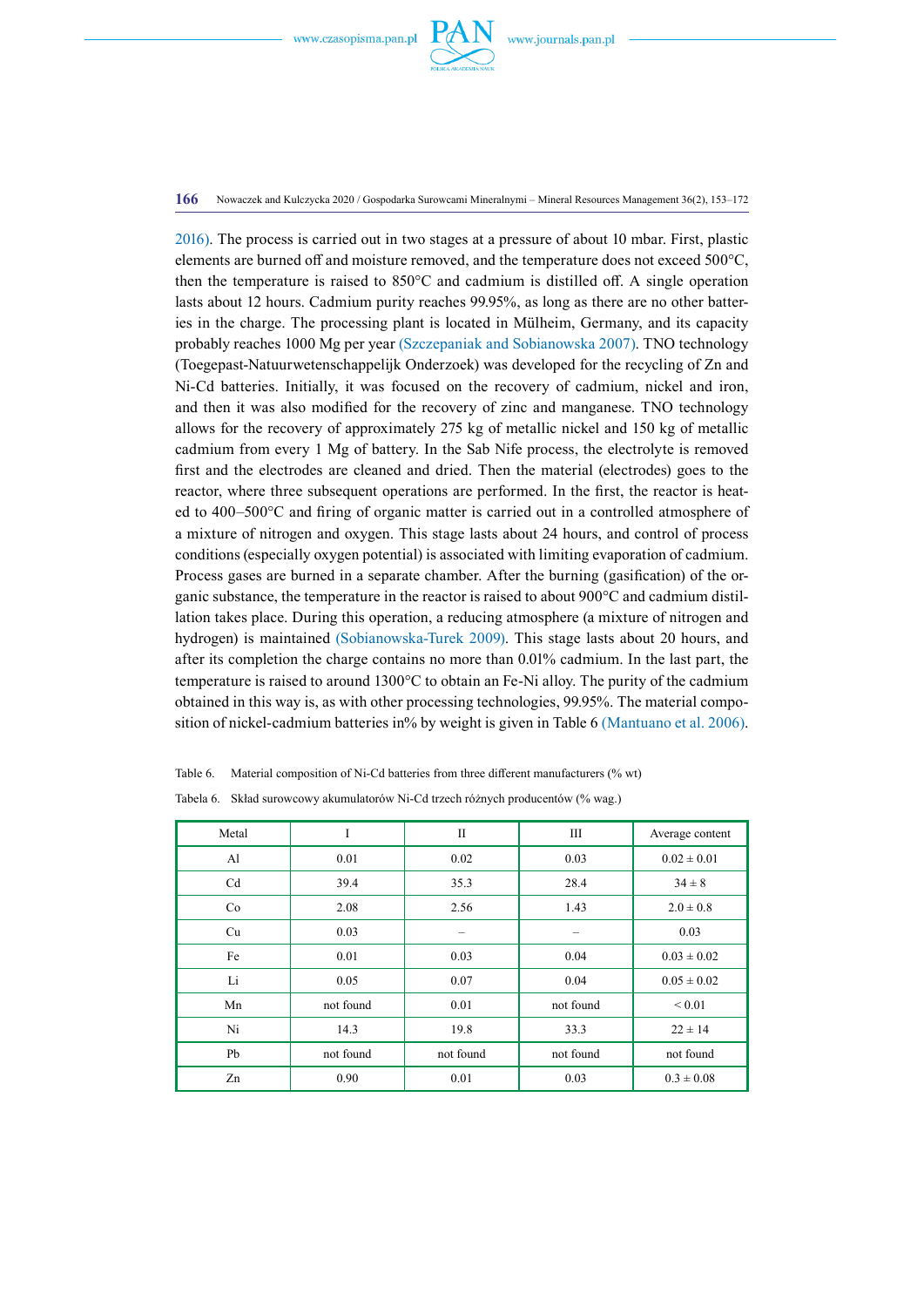2016). The process is carried out in two stages at a pressure of about 10 mbar. First, plastic elements are burned off and moisture removed, and the temperature does not exceed 500°C, then the temperature is raised to 850°C and cadmium is distilled off. A single operation lasts about 12 hours. Cadmium purity reaches 99.95%, as long as there are no other batteries in the charge. The processing plant is located in Mülheim, Germany, and its capacity probably reaches 1000 Mg per year (Szczepaniak and Sobianowska 2007). TNO technology (Toegepast-Natuurwetenschappelijk Onderzoek) was developed for the recycling of Zn and Ni-Cd batteries. Initially, it was focused on the recovery of cadmium, nickel and iron, and then it was also modified for the recovery of zinc and manganese. TNO technology allows for the recovery of approximately 275 kg of metallic nickel and 150 kg of metallic cadmium from every 1 Mg of battery. In the Sab Nife process, the electrolyte is removed first and the electrodes are cleaned and dried. Then the material (electrodes) goes to the reactor, where three subsequent operations are performed. In the first, the reactor is heated to 400–500°C and firing of organic matter is carried out in a controlled atmosphere of a mixture of nitrogen and oxygen. This stage lasts about 24 hours, and control of process conditions (especially oxygen potential) is associated with limiting evaporation of cadmium. Process gases are burned in a separate chamber. After the burning (gasification) of the organic substance, the temperature in the reactor is raised to about 900°C and cadmium distillation takes place. During this operation, a reducing atmosphere (a mixture of nitrogen and hydrogen) is maintained (Sobianowska-Turek 2009). This stage lasts about 20 hours, and after its completion the charge contains no more than 0.01% cadmium. In the last part, the temperature is raised to around 1300°C to obtain an Fe-Ni alloy. The purity of the cadmium obtained in this way is, as with other processing technologies, 99.95%. The material composition of nickel-cadmium batteries in% by weight is given in Table 6 (Mantuano et al. 2006).

Table 6. Material composition of Ni-Cd batteries from three different manufacturers (% wt)

Tabela 6. Skład surowcowy akumulatorów Ni-Cd trzech różnych producentów (% wag.)

| Metal | I | II | III | Average content |
|---|---|---|---|---|
| Al | 0.01 | 0.02 | 0.03 | 0.02 ± 0.01 |
| Cd | 39.4 | 35.3 | 28.4 | 34 ± 8 |
| Co | 2.08 | 2.56 | 1.43 | 2.0 ± 0.8 |
| Cu | 0.03 | – | – | 0.03 |
| Fe | 0.01 | 0.03 | 0.04 | 0.03 ± 0.02 |
| Li | 0.05 | 0.07 | 0.04 | 0.05 ± 0.02 |
| Mn | not found | 0.01 | not found | < 0.01 |
| Ni | 14.3 | 19.8 | 33.3 | 22 ± 14 |
| Pb | not found | not found | not found | not found |
| Zn | 0.90 | 0.01 | 0.03 | 0.3 ± 0.08 |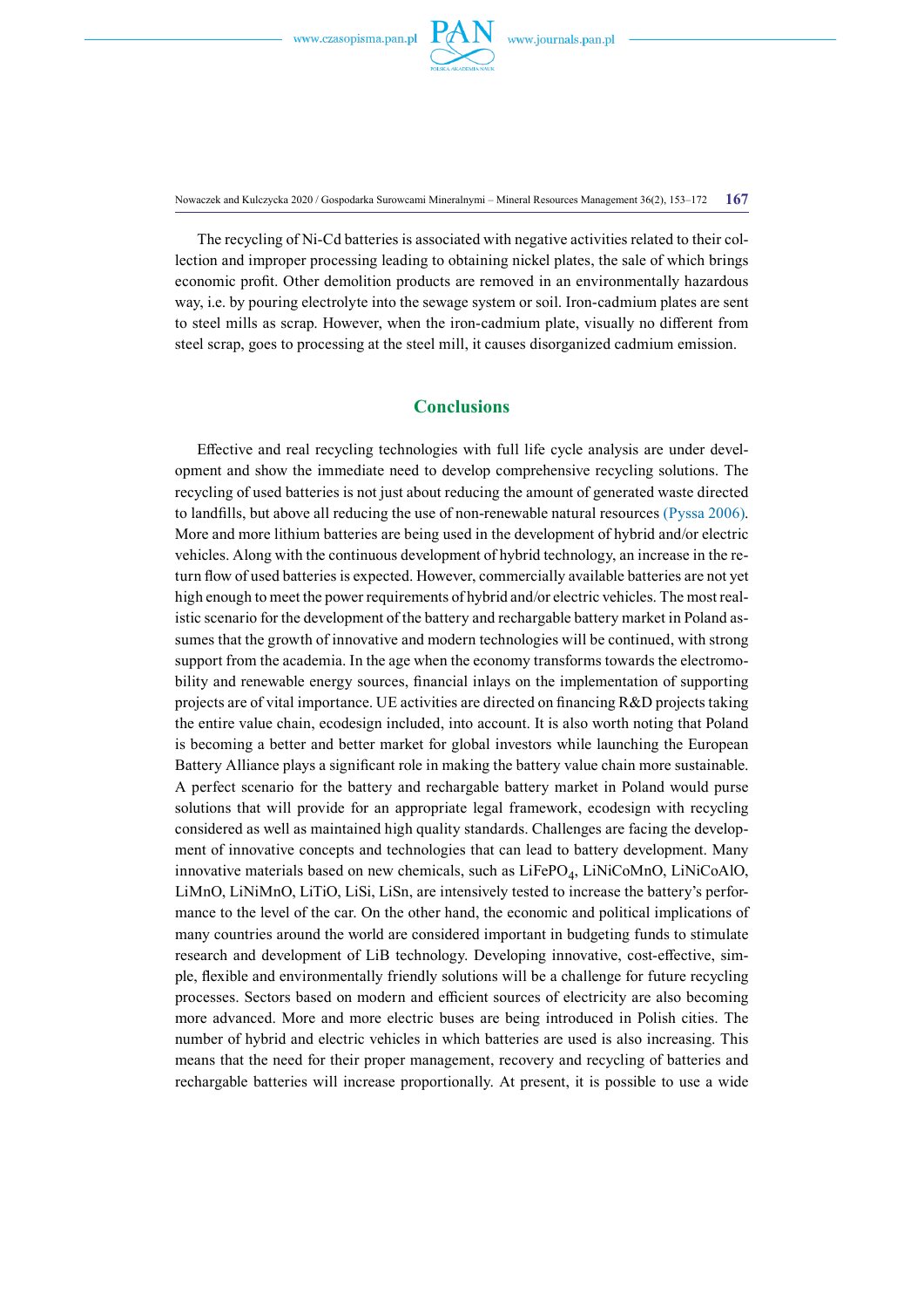The recycling of Ni-Cd batteries is associated with negative activities related to their collection and improper processing leading to obtaining nickel plates, the sale of which brings economic profit. Other demolition products are removed in an environmentally hazardous way, i.e. by pouring electrolyte into the sewage system or soil. Iron-cadmium plates are sent to steel mills as scrap. However, when the iron-cadmium plate, visually no different from steel scrap, goes to processing at the steel mill, it causes disorganized cadmium emission.

## Conclusions

Effective and real recycling technologies with full life cycle analysis are under development and show the immediate need to develop comprehensive recycling solutions. The recycling of used batteries is not just about reducing the amount of generated waste directed to landfills, but above all reducing the use of non-renewable natural resources (Pyssa 2006). More and more lithium batteries are being used in the development of hybrid and/or electric vehicles. Along with the continuous development of hybrid technology, an increase in the return flow of used batteries is expected. However, commercially available batteries are not yet high enough to meet the power requirements of hybrid and/or electric vehicles. The most realistic scenario for the development of the battery and rechargable battery market in Poland assumes that the growth of innovative and modern technologies will be continued, with strong support from the academia. In the age when the economy transforms towards the electromobility and renewable energy sources, financial inlays on the implementation of supporting projects are of vital importance. UE activities are directed on financing R&D projects taking the entire value chain, ecodesign included, into account. It is also worth noting that Poland is becoming a better and better market for global investors while launching the European Battery Alliance plays a significant role in making the battery value chain more sustainable. A perfect scenario for the battery and rechargable battery market in Poland would purse solutions that will provide for an appropriate legal framework, ecodesign with recycling considered as well as maintained high quality standards. Challenges are facing the development of innovative concepts and technologies that can lead to battery development. Many innovative materials based on new chemicals, such as $LiFePO_4$, LiNiCoMnO, LiNiCoAlO, LiMnO, LiNiMnO, LiTiO, LiSi, LiSn, are intensively tested to increase the battery's performance to the level of the car. On the other hand, the economic and political implications of many countries around the world are considered important in budgeting funds to stimulate research and development of LiB technology. Developing innovative, cost-effective, simple, flexible and environmentally friendly solutions will be a challenge for future recycling processes. Sectors based on modern and efficient sources of electricity are also becoming more advanced. More and more electric buses are being introduced in Polish cities. The number of hybrid and electric vehicles in which batteries are used is also increasing. This means that the need for their proper management, recovery and recycling of batteries and rechargable batteries will increase proportionally. At present, it is possible to use a wide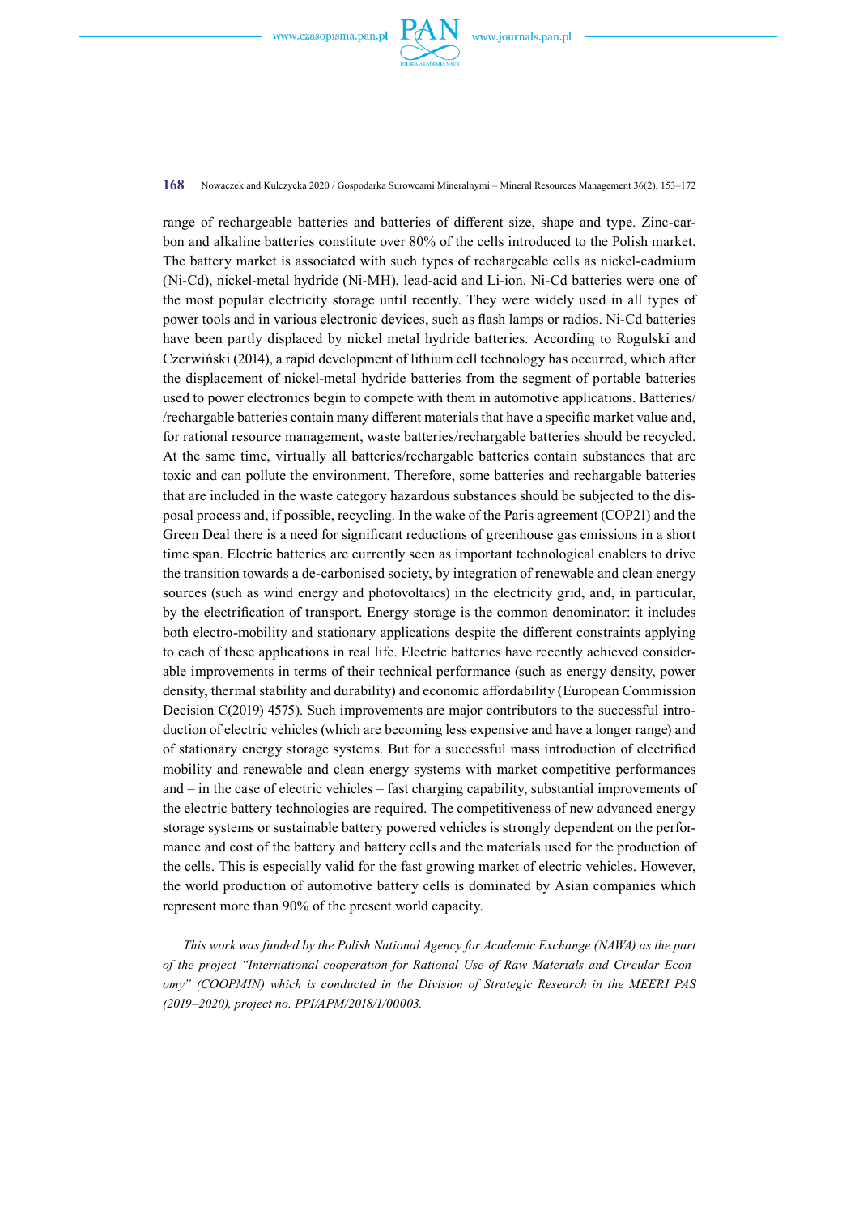range of rechargeable batteries and batteries of different size, shape and type. Zinc-carbon and alkaline batteries constitute over 80% of the cells introduced to the Polish market. The battery market is associated with such types of rechargeable cells as nickel-cadmium (Ni-Cd), nickel-metal hydride (Ni-MH), lead-acid and Li-ion. Ni-Cd batteries were one of the most popular electricity storage until recently. They were widely used in all types of power tools and in various electronic devices, such as flash lamps or radios. Ni-Cd batteries have been partly displaced by nickel metal hydride batteries. According to Rogulski and Czerwiński (2014), a rapid development of lithium cell technology has occurred, which after the displacement of nickel-metal hydride batteries from the segment of portable batteries used to power electronics begin to compete with them in automotive applications. Batteries/ /rechargable batteries contain many different materials that have a specific market value and, for rational resource management, waste batteries/rechargable batteries should be recycled. At the same time, virtually all batteries/rechargable batteries contain substances that are toxic and can pollute the environment. Therefore, some batteries and rechargable batteries that are included in the waste category hazardous substances should be subjected to the disposal process and, if possible, recycling. In the wake of the Paris agreement (COP21) and the Green Deal there is a need for significant reductions of greenhouse gas emissions in a short time span. Electric batteries are currently seen as important technological enablers to drive the transition towards a de-carbonised society, by integration of renewable and clean energy sources (such as wind energy and photovoltaics) in the electricity grid, and, in particular, by the electrification of transport. Energy storage is the common denominator: it includes both electro-mobility and stationary applications despite the different constraints applying to each of these applications in real life. Electric batteries have recently achieved considerable improvements in terms of their technical performance (such as energy density, power density, thermal stability and durability) and economic affordability (European Commission Decision C(2019) 4575). Such improvements are major contributors to the successful introduction of electric vehicles (which are becoming less expensive and have a longer range) and of stationary energy storage systems. But for a successful mass introduction of electrified mobility and renewable and clean energy systems with market competitive performances and – in the case of electric vehicles – fast charging capability, substantial improvements of the electric battery technologies are required. The competitiveness of new advanced energy storage systems or sustainable battery powered vehicles is strongly dependent on the performance and cost of the battery and battery cells and the materials used for the production of the cells. This is especially valid for the fast growing market of electric vehicles. However, the world production of automotive battery cells is dominated by Asian companies which represent more than 90% of the present world capacity.

*This work was funded by the Polish National Agency for Academic Exchange (NAWA) as the part of the project "International cooperation for Rational Use of Raw Materials and Circular Economy" (COOPMIN) which is conducted in the Division of Strategic Research in the MEERI PAS (2019–2020), project no. PPI/APM/2018/1/00003.*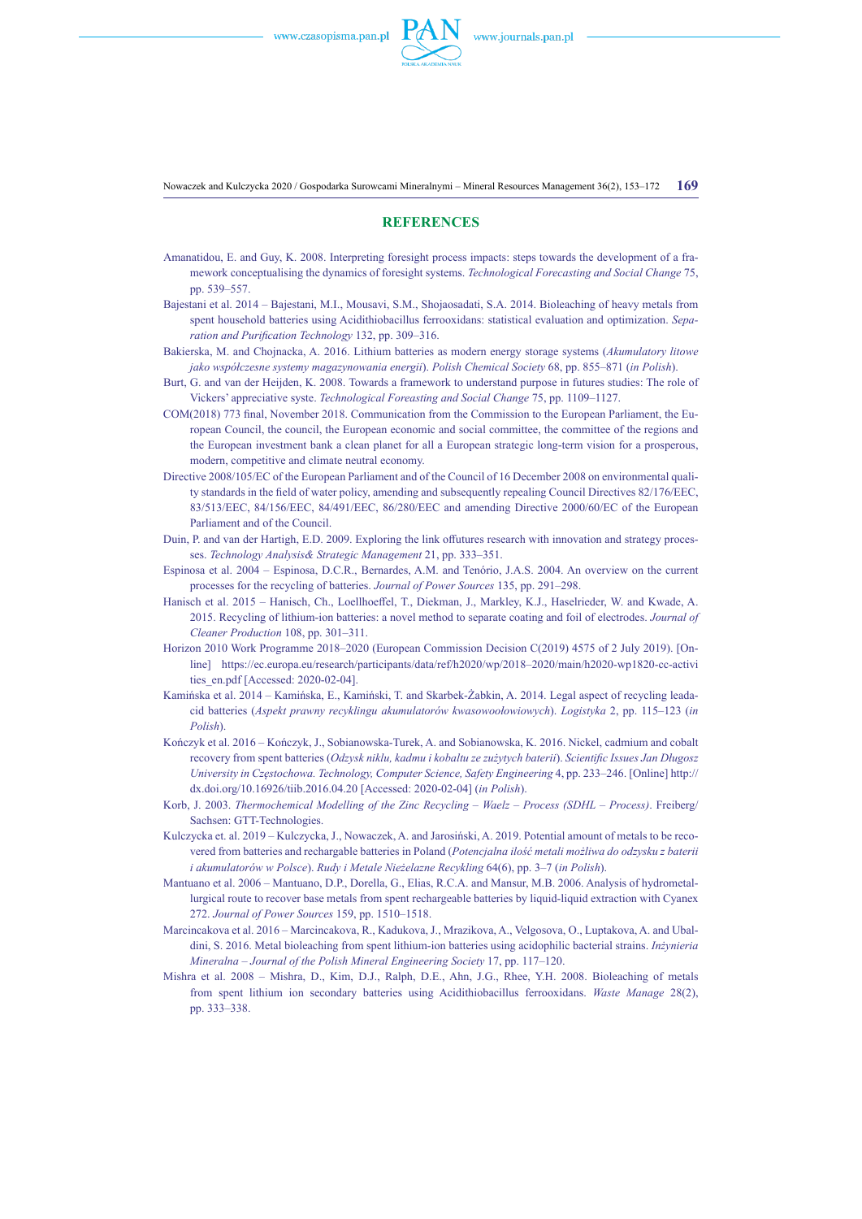## REFERENCES

Amanatidou, E. and Guy, K. 2008. Interpreting foresight process impacts: steps towards the development of a framework conceptualising the dynamics of foresight systems. *Technological Forecasting and Social Change* 75, pp. 539–557.

Bajestani et al. 2014 – Bajestani, M.I., Mousavi, S.M., Shojaosadati, S.A. 2014. Bioleaching of heavy metals from spent household batteries using Acidithiobacillus ferrooxidans: statistical evaluation and optimization. *Separation and Purification Technology* 132, pp. 309–316.

Bakierska, M. and Chojnacka, A. 2016. Lithium batteries as modern energy storage systems (*Akumulatory litowe jako współczesne systemy magazynowania energii*). *Polish Chemical Society* 68, pp. 855–871 (*in Polish*).

Burt, G. and van der Heijden, K. 2008. Towards a framework to understand purpose in futures studies: The role of Vickers' appreciative syste. *Technological Foreasting and Social Change* 75, pp. 1109–1127.

COM(2018) 773 final, November 2018. Communication from the Commission to the European Parliament, the European Council, the council, the European economic and social committee, the committee of the regions and the European investment bank a clean planet for all a European strategic long-term vision for a prosperous, modern, competitive and climate neutral economy.

Directive 2008/105/EC of the European Parliament and of the Council of 16 December 2008 on environmental quality standards in the field of water policy, amending and subsequently repealing Council Directives 82/176/EEC, 83/513/EEC, 84/156/EEC, 84/491/EEC, 86/280/EEC and amending Directive 2000/60/EC of the European Parliament and of the Council.

Duin, P. and van der Hartigh, E.D. 2009. Exploring the link offutures research with innovation and strategy processes. *Technology Analysis& Strategic Management* 21, pp. 333–351.

Espinosa et al. 2004 – Espinosa, D.C.R., Bernardes, A.M. and Tenório, J.A.S. 2004. An overview on the current processes for the recycling of batteries. *Journal of Power Sources* 135, pp. 291–298.

Hanisch et al. 2015 – Hanisch, Ch., Loellhoeffel, T., Diekman, J., Markley, K.J., Haselrieder, W. and Kwade, A. 2015. Recycling of lithium-ion batteries: a novel method to separate coating and foil of electrodes. *Journal of Cleaner Production* 108, pp. 301–311.

Horizon 2010 Work Programme 2018–2020 (European Commission Decision C(2019) 4575 of 2 July 2019). [Online] https://ec.europa.eu/research/participants/data/ref/h2020/wp/2018–2020/main/h2020-wp1820-cc-activities_en.pdf [Accessed: 2020-02-04].

Kamińska et al. 2014 – Kamińska, E., Kamiński, T. and Skarbek-Żabkin, A. 2014. Legal aspect of recycling lead-acid batteries (*Aspekt prawny recyklingu akumulatorów kwasowoołowiowych*). *Logistyka* 2, pp. 115–123 (*in Polish*).

Kończyk et al. 2016 – Kończyk, J., Sobianowska-Turek, A. and Sobianowska, K. 2016. Nickel, cadmium and cobalt recovery from spent batteries (*Odzysk niklu, kadmu i kobaltu ze zużytych baterii*). *Scientific Issues Jan Długosz University in Częstochowa. Technology, Computer Science, Safety Engineering* 4, pp. 233–246. [Online] http://dx.doi.org/10.16926/tiib.2016.04.20 [Accessed: 2020-02-04] (*in Polish*).

Korb, J. 2003. *Thermochemical Modelling of the Zinc Recycling – Waelz – Process (SDHL – Process)*. Freiberg/Sachsen: GTT-Technologies.

Kulczycka et. al. 2019 – Kulczycka, J., Nowaczek, A. and Jarosiński, A. 2019. Potential amount of metals to be recovered from batteries and rechargable batteries in Poland (*Potencjalna ilość metali możliwa do odzysku z baterii i akumulatorów w Polsce*). *Rudy i Metale Nieżelazne Recykling* 64(6), pp. 3–7 (*in Polish*).

Mantuano et al. 2006 – Mantuano, D.P., Dorella, G., Elias, R.C.A. and Mansur, M.B. 2006. Analysis of hydrometallurgical route to recover base metals from spent rechargeable batteries by liquid-liquid extraction with Cyanex 272. *Journal of Power Sources* 159, pp. 1510–1518.

Marcincakova et al. 2016 – Marcincakova, R., Kadukova, J., Mrazikova, A., Velgosova, O., Luptakova, A. and Ubaldini, S. 2016. Metal bioleaching from spent lithium-ion batteries using acidophilic bacterial strains. *Inżynieria Mineralna – Journal of the Polish Mineral Engineering Society* 17, pp. 117–120.

Mishra et al. 2008 – Mishra, D., Kim, D.J., Ralph, D.E., Ahn, J.G., Rhee, Y.H. 2008. Bioleaching of metals from spent lithium ion secondary batteries using Acidithiobacillus ferrooxidans. *Waste Manage* 28(2), pp. 333–338.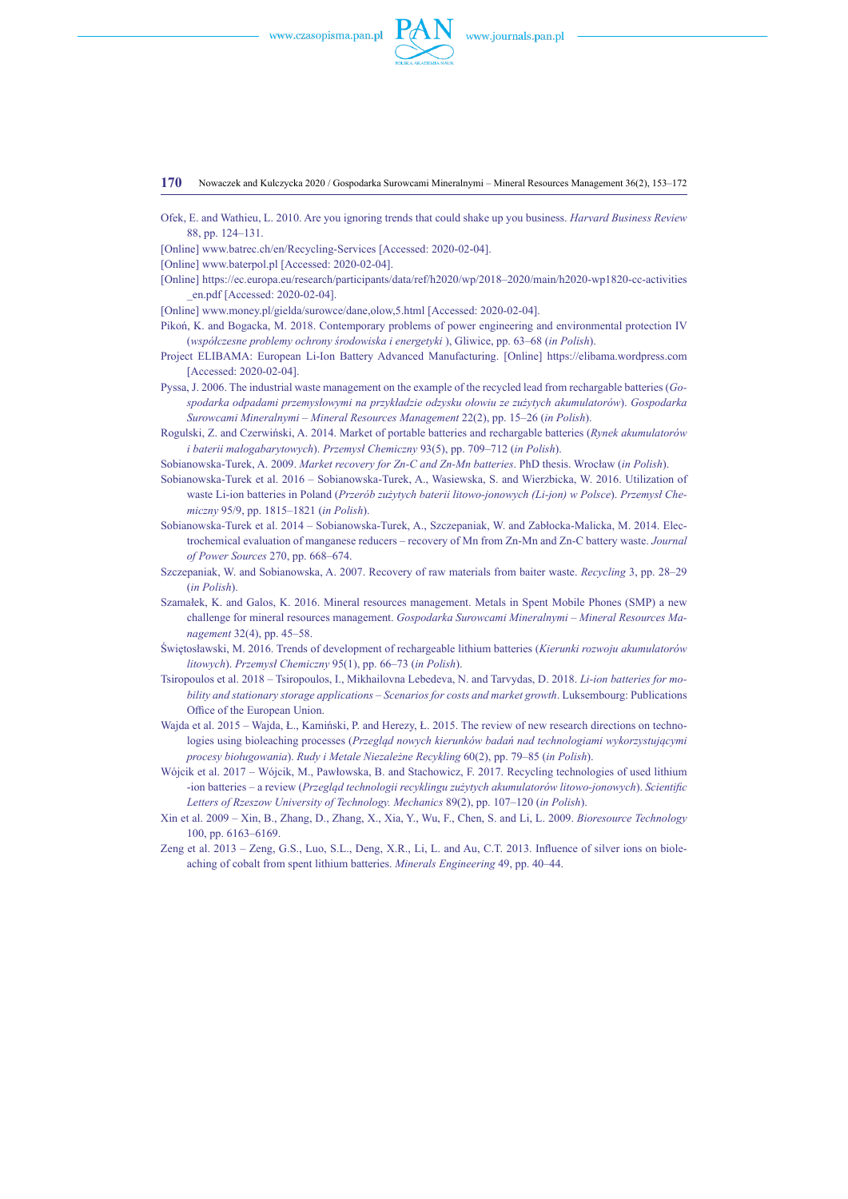Ofek, E. and Wathieu, L. 2010. Are you ignoring trends that could shake up you business. *Harvard Business Review* 88, pp. 124–131.

[Online] www.batrec.ch/en/Recycling-Services [Accessed: 2020-02-04].

[Online] www.baterpol.pl [Accessed: 2020-02-04].

[Online] https://ec.europa.eu/research/participants/data/ref/h2020/wp/2018–2020/main/h2020-wp1820-cc-activities_en.pdf [Accessed: 2020-02-04].

[Online] www.money.pl/gielda/surowce/dane,olow,5.html [Accessed: 2020-02-04].

Pikoń, K. and Bogacka, M. 2018. Contemporary problems of power engineering and environmental protection IV (*współczesne problemy ochrony środowiska i energetyki* ), Gliwice, pp. 63–68 (*in Polish*).

Project ELIBAMA: European Li-Ion Battery Advanced Manufacturing. [Online] https://elibama.wordpress.com [Accessed: 2020-02-04].

Pyssa, J. 2006. The industrial waste management on the example of the recycled lead from rechargable batteries (*Gospodarka odpadami przemysłowymi na przykładzie odzysku ołowiu ze zużytych akumulatorów*). *Gospodarka Surowcami Mineralnymi – Mineral Resources Management* 22(2), pp. 15–26 (*in Polish*).

Rogulski, Z. and Czerwiński, A. 2014. Market of portable batteries and rechargable batteries (*Rynek akumulatorów i baterii małogabarytowych*). *Przemysł Chemiczny* 93(5), pp. 709–712 (*in Polish*).

Sobianowska-Turek, A. 2009. *Market recovery for Zn-C and Zn-Mn batteries*. PhD thesis. Wrocław (*in Polish*).

Sobianowska-Turek et al. 2016 – Sobianowska-Turek, A., Wasiewska, S. and Wierzbicka, W. 2016. Utilization of waste Li-ion batteries in Poland (*Przerób zużytych baterii litowo-jonowych (Li-jon) w Polsce*). *Przemysł Chemiczny* 95/9, pp. 1815–1821 (*in Polish*).

Sobianowska-Turek et al. 2014 – Sobianowska-Turek, A., Szczepaniak, W. and Zabłocka-Malicka, M. 2014. Electrochemical evaluation of manganese reducers – recovery of Mn from Zn-Mn and Zn-C battery waste. *Journal of Power Sources* 270, pp. 668–674.

Szczepaniak, W. and Sobianowska, A. 2007. Recovery of raw materials from baiter waste. *Recycling* 3, pp. 28–29 (*in Polish*).

Szamałek, K. and Galos, K. 2016. Mineral resources management. Metals in Spent Mobile Phones (SMP) a new challenge for mineral resources management. *Gospodarka Surowcami Mineralnymi – Mineral Resources Management* 32(4), pp. 45–58.

Świętosławski, M. 2016. Trends of development of rechargeable lithium batteries (*Kierunki rozwoju akumulatorów litowych*). *Przemysł Chemiczny* 95(1), pp. 66–73 (*in Polish*).

Tsiropoulos et al. 2018 – Tsiropoulos, I., Mikhailovna Lebedeva, N. and Tarvydas, D. 2018. *Li-ion batteries for mobility and stationary storage applications – Scenarios for costs and market growth*. Luksembourg: Publications Office of the European Union.

Wajda et al. 2015 – Wajda, Ł., Kamiński, P. and Herezy, Ł. 2015. The review of new research directions on technologies using bioleaching processes (*Przegląd nowych kierunków badań nad technologiami wykorzystującymi procesy biołgowania*). *Rudy i Metale Niezależne Recykling* 60(2), pp. 79–85 (*in Polish*).

Wójcik et al. 2017 – Wójcik, M., Pawłowska, B. and Stachowicz, F. 2017. Recycling technologies of used lithium-ion batteries – a review (*Przegląd technologii recyklingu zużytych akumulatorów litowo-jonowych*). *Scientific Letters of Rzeszow University of Technology. Mechanics* 89(2), pp. 107–120 (*in Polish*).

Xin et al. 2009 – Xin, B., Zhang, D., Zhang, X., Xia, Y., Wu, F., Chen, S. and Li, L. 2009. *Bioresource Technology* 100, pp. 6163–6169.

Zeng et al. 2013 – Zeng, G.S., Luo, S.L., Deng, X.R., Li, L. and Au, C.T. 2013. Influence of silver ions on bioleaching of cobalt from spent lithium batteries. *Minerals Engineering* 49, pp. 40–44.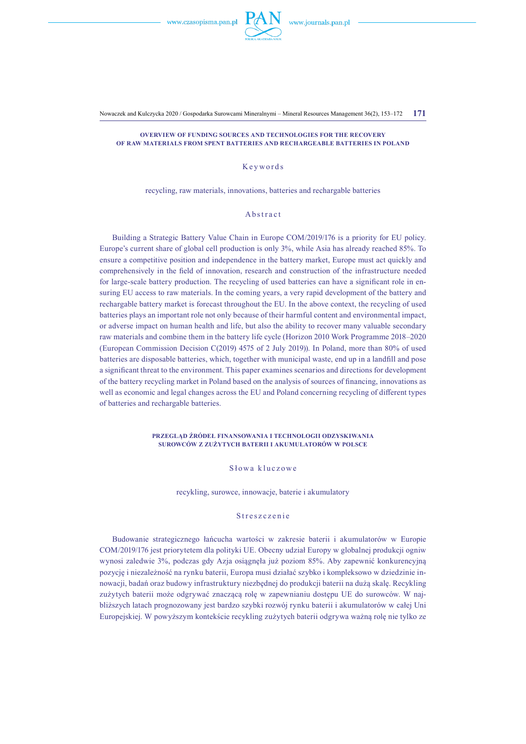**OVERVIEW OF FUNDING SOURCES AND TECHNOLOGIES FOR THE RECOVERY OF RAW MATERIALS FROM SPENT BATTERIES AND RECHARGEABLE BATTERIES IN POLAND**

Keywords

recycling, raw materials, innovations, batteries and rechargable batteries

Abstract

Building a Strategic Battery Value Chain in Europe COM/2019/176 is a priority for EU policy. Europe's current share of global cell production is only 3%, while Asia has already reached 85%. To ensure a competitive position and independence in the battery market, Europe must act quickly and comprehensively in the field of innovation, research and construction of the infrastructure needed for large-scale battery production. The recycling of used batteries can have a significant role in ensuring EU access to raw materials. In the coming years, a very rapid development of the battery and rechargable battery market is forecast throughout the EU. In the above context, the recycling of used batteries plays an important role not only because of their harmful content and environmental impact, or adverse impact on human health and life, but also the ability to recover many valuable secondary raw materials and combine them in the battery life cycle (Horizon 2010 Work Programme 2018–2020 (European Commission Decision C(2019) 4575 of 2 July 2019)). In Poland, more than 80% of used batteries are disposable batteries, which, together with municipal waste, end up in a landfill and pose a significant threat to the environment. This paper examines scenarios and directions for development of the battery recycling market in Poland based on the analysis of sources of financing, innovations as well as economic and legal changes across the EU and Poland concerning recycling of different types of batteries and rechargable batteries.

**PRZEGLĄD ŹRÓDEŁ FINANSOWANIA I TECHNOLOGII ODZYSKIWANIA SUROWCÓW Z ZUŻYTYCH BATERII I AKUMULATORÓW W POLSCE**

Słowa kluczowe

recykling, surowce, innowacje, baterie i akumulatory

Streszczenie

Budowanie strategicznego łańcucha wartości w zakresie baterii i akumulatorów w Europie COM/2019/176 jest priorytetem dla polityki UE. Obecny udział Europy w globalnej produkcji ogniw wynosi zaledwie 3%, podczas gdy Azja osiągnęła już poziom 85%. Aby zapewnić konkurencyjną pozycję i niezależność na rynku baterii, Europa musi działać szybko i kompleksowo w dziedzinie innowacji, badań oraz budowy infrastruktury niezbędnej do produkcji baterii na dużą skalę. Recykling zużytych baterii może odgrywać znaczącą rolę w zapewnianiu dostępu UE do surowców. W najbliższych latach prognozowany jest bardzo szybki rozwój rynku baterii i akumulatorów w całej Uni Europejskiej. W powyższym kontekście recykling zużytych baterii odgrywa ważną rolę nie tylko ze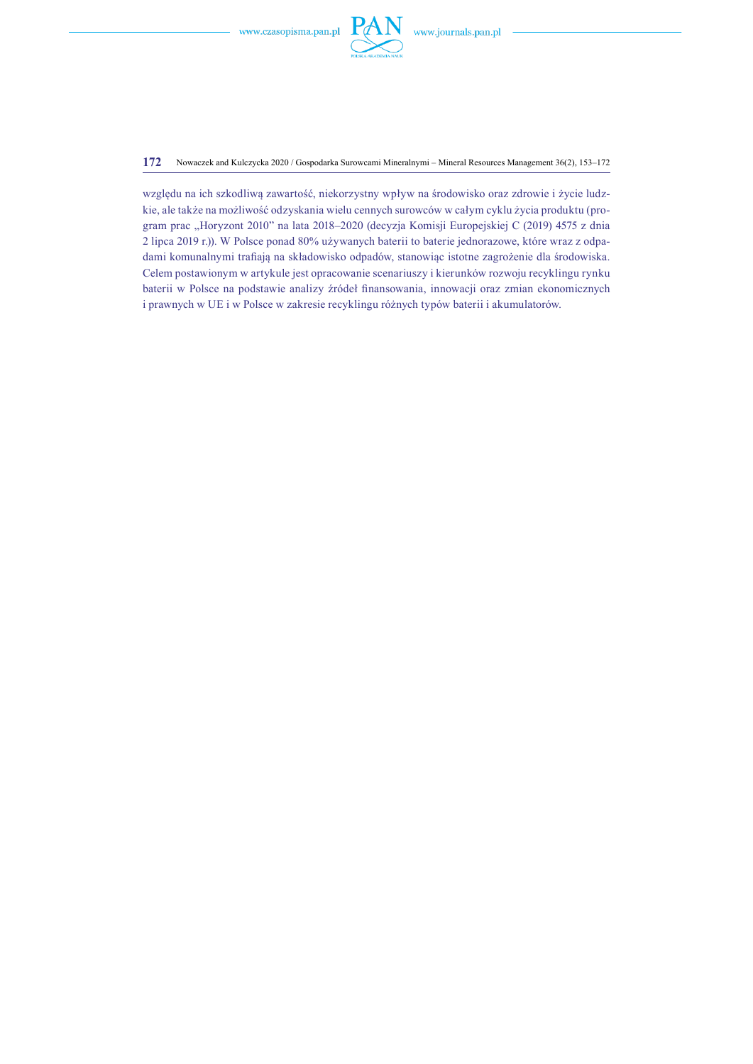względu na ich szkodliwą zawartość, niekorzystny wpływ na środowisko oraz zdrowie i życie ludzkie, ale także na możliwość odzyskania wielu cennych surowców w całym cyklu życia produktu (program prac „Horyzont 2010" na lata 2018–2020 (decyzja Komisji Europejskiej C (2019) 4575 z dnia 2 lipca 2019 r.)). W Polsce ponad 80% używanych baterii to baterie jednorazowe, które wraz z odpadami komunalnymi trafiają na składowisko odpadów, stanowiąc istotne zagrożenie dla środowiska. Celem postawionym w artykule jest opracowanie scenariuszy i kierunków rozwoju recyklingu rynku baterii w Polsce na podstawie analizy źródeł finansowania, innowacji oraz zmian ekonomicznych i prawnych w UE i w Polsce w zakresie recyklingu różnych typów baterii i akumulatorów.